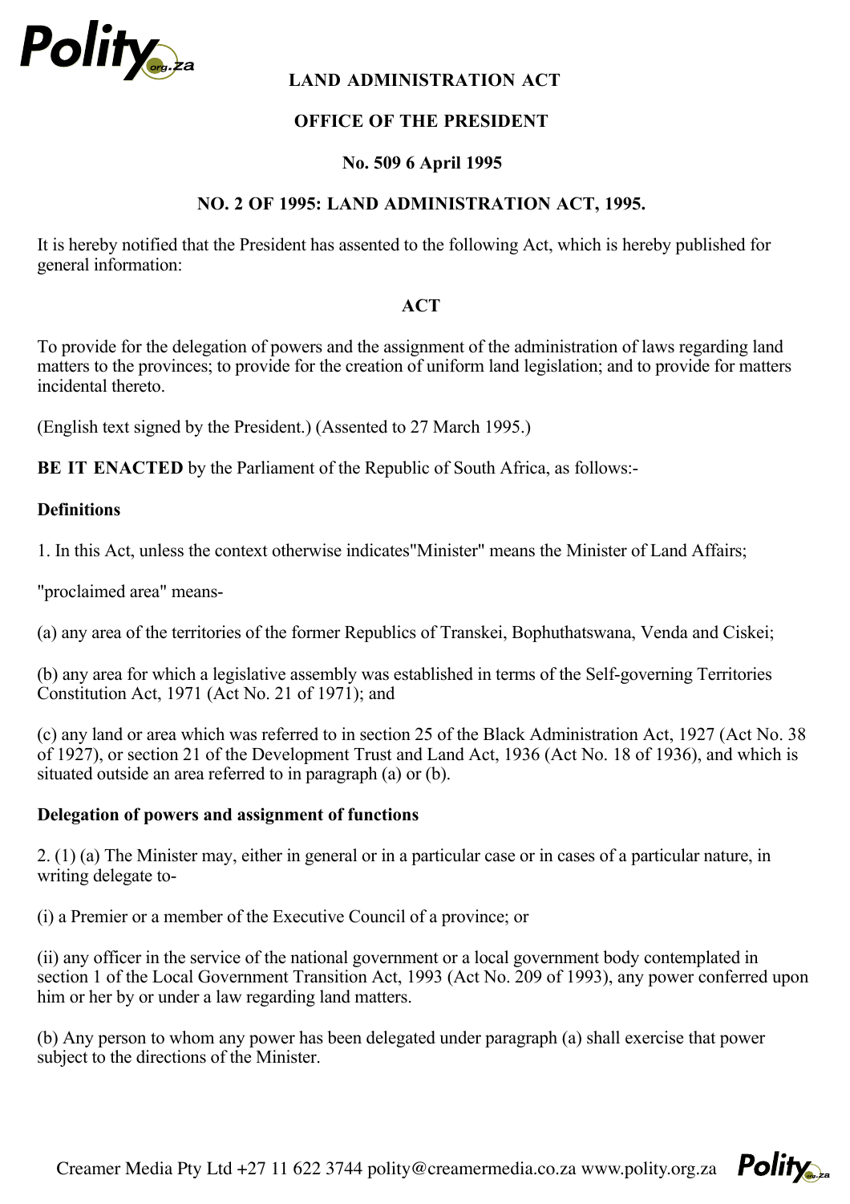# LAND ADMINISTRATION ACT

## OFFICE OF THE PRESIDENT

**No. 509 6 April 1995**

## NO. 2 OF 1995: LAND ADMINISTRATION ACT, 1995.

It is hereby notified that the President has assented to the following Act, which is hereby published for general information:

## ACT

To provide for the delegation of powers and the assignment of the administration of laws regarding land matters to the provinces; to provide for the creation of uniform land legislation; and to provide for matters incidental thereto.

(English text signed by the President.) (Assented to 27 March 1995.)

**BE IT ENACTED** by the Parliament of the Republic of South Africa, as follows:-

**Definitions**

1. In this Act, unless the context otherwise indicates"Minister" means the Minister of Land Affairs;

"proclaimed area" means-

(a) any area of the territories of the former Republics of Transkei, Bophuthatswana, Venda and Ciskei;

(b) any area for which a legislative assembly was established in terms of the Self-governing Territories Constitution Act, 1971 (Act No. 21 of 1971); and

(c) any land or area which was referred to in section 25 of the Black Administration Act, 1927 (Act No. 38 of 1927), or section 21 of the Development Trust and Land Act, 1936 (Act No. 18 of 1936), and which is situated outside an area referred to in paragraph (a) or (b).

**Delegation of powers and assignment of functions**

2. (1) (a) The Minister may, either in general or in a particular case or in cases of a particular nature, in writing delegate to-

(i) a Premier or a member of the Executive Council of a province; or

(ii) any officer in the service of the national government or a local government body contemplated in section 1 of the Local Government Transition Act, 1993 (Act No. 209 of 1993), any power conferred upon him or her by or under a law regarding land matters.

(b) Any person to whom any power has been delegated under paragraph (a) shall exercise that power subject to the directions of the Minister.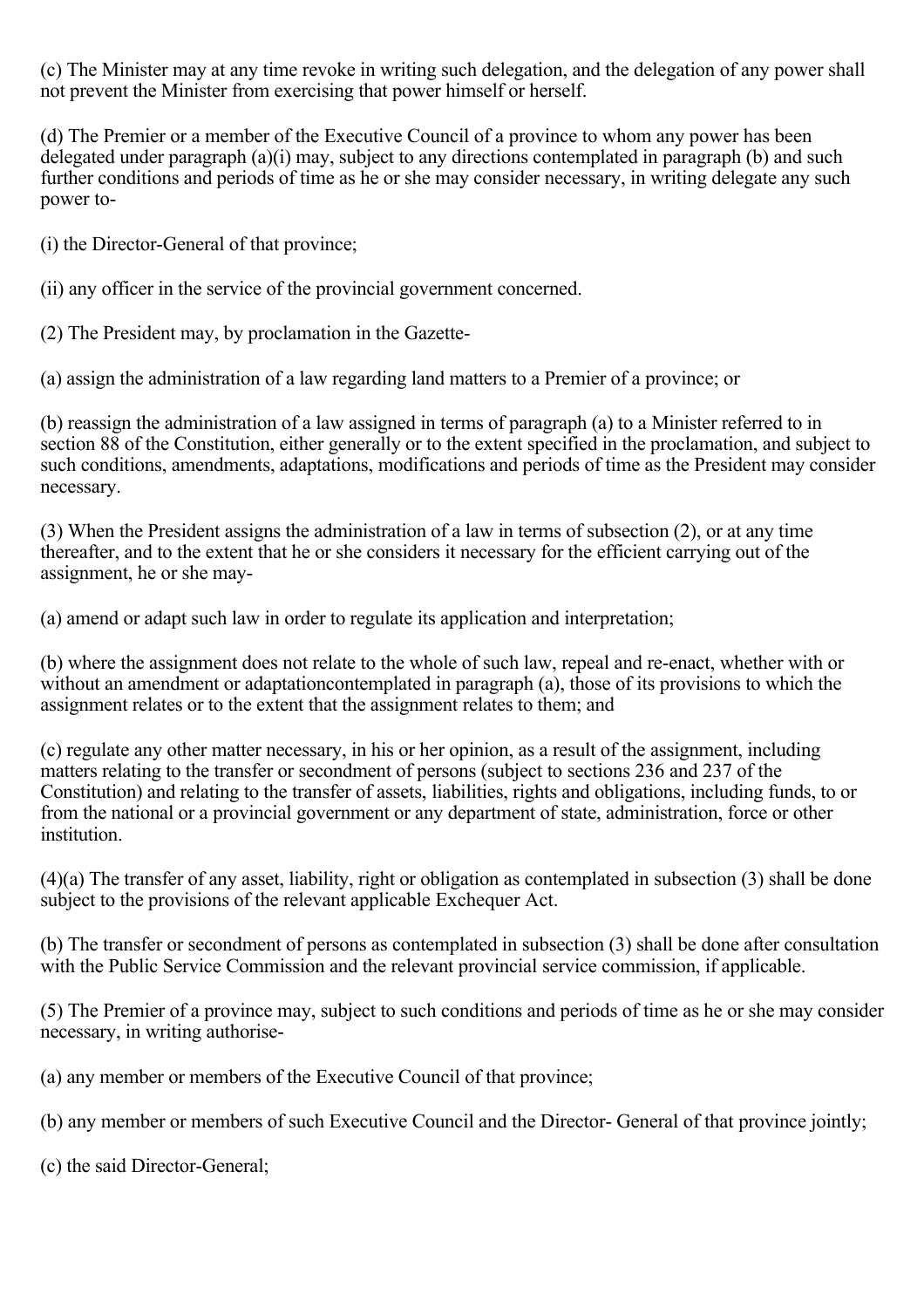(c) The Minister may at any time revoke in writing such delegation, and the delegation of any power shall not prevent the Minister from exercising that power himself or herself.

(d) The Premier or a member of the Executive Council of a province to whom any power has been delegated under paragraph (a)(i) may, subject to any directions contemplated in paragraph (b) and such further conditions and periods of time as he or she may consider necessary, in writing delegate any such power to-

(i) the Director-General of that province;

(ii) any officer in the service of the provincial government concerned.

(2) The President may, by proclamation in the Gazette-

(a) assign the administration of a law regarding land matters to a Premier of a province; or

(b) reassign the administration of a law assigned in terms of paragraph (a) to a Minister referred to in section 88 of the Constitution, either generally or to the extent specified in the proclamation, and subject to such conditions, amendments, adaptations, modifications and periods of time as the President may consider necessary.

(3) When the President assigns the administration of a law in terms of subsection (2), or at any time thereafter, and to the extent that he or she considers it necessary for the efficient carrying out of the assignment, he or she may-

(a) amend or adapt such law in order to regulate its application and interpretation;

(b) where the assignment does not relate to the whole of such law, repeal and re-enact, whether with or without an amendment or adaptationcontemplated in paragraph (a), those of its provisions to which the assignment relates or to the extent that the assignment relates to them; and

(c) regulate any other matter necessary, in his or her opinion, as a result of the assignment, including matters relating to the transfer or secondment of persons (subject to sections 236 and 237 of the Constitution) and relating to the transfer of assets, liabilities, rights and obligations, including funds, to or from the national or a provincial government or any department of state, administration, force or other institution.

(4)(a) The transfer of any asset, liability, right or obligation as contemplated in subsection (3) shall be done subject to the provisions of the relevant applicable Exchequer Act.

(b) The transfer or secondment of persons as contemplated in subsection (3) shall be done after consultation with the Public Service Commission and the relevant provincial service commission, if applicable.

(5) The Premier of a province may, subject to such conditions and periods of time as he or she may consider necessary, in writing authorise-

(a) any member or members of the Executive Council of that province;

(b) any member or members of such Executive Council and the Director- General of that province jointly;

(c) the said Director-General;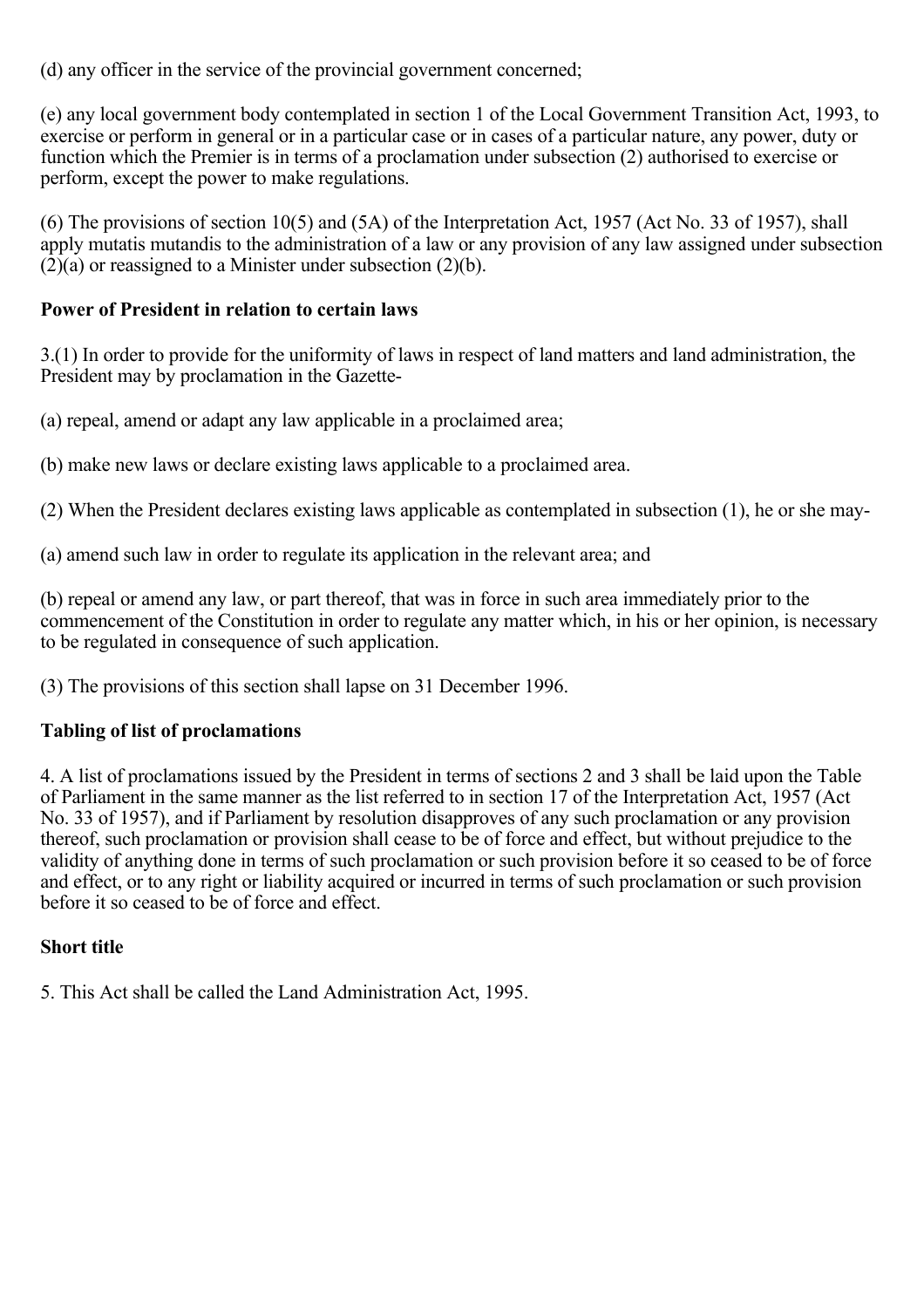(d) any officer in the service of the provincial government concerned;

(e) any local government body contemplated in section 1 of the Local Government Transition Act, 1993, to exercise or perform in general or in a particular case or in cases of a particular nature, any power, duty or function which the Premier is in terms of a proclamation under subsection (2) authorised to exercise or perform, except the power to make regulations.

(6) The provisions of section 10(5) and (5A) of the Interpretation Act, 1957 (Act No. 33 of 1957), shall apply mutatis mutandis to the administration of a law or any provision of any law assigned under subsection (2)(a) or reassigned to a Minister under subsection (2)(b).

**Power of President in relation to certain laws**

3.(1) In order to provide for the uniformity of laws in respect of land matters and land administration, the President may by proclamation in the Gazette-

(a) repeal, amend or adapt any law applicable in a proclaimed area;

(b) make new laws or declare existing laws applicable to a proclaimed area.

(2) When the President declares existing laws applicable as contemplated in subsection (1), he or she may-

(a) amend such law in order to regulate its application in the relevant area; and

(b) repeal or amend any law, or part thereof, that was in force in such area immediately prior to the commencement of the Constitution in order to regulate any matter which, in his or her opinion, is necessary to be regulated in consequence of such application.

(3) The provisions of this section shall lapse on 31 December 1996.

**Tabling of list of proclamations**

4. A list of proclamations issued by the President in terms of sections 2 and 3 shall be laid upon the Table of Parliament in the same manner as the list referred to in section 17 of the Interpretation Act, 1957 (Act No. 33 of 1957), and if Parliament by resolution disapproves of any such proclamation or any provision thereof, such proclamation or provision shall cease to be of force and effect, but without prejudice to the validity of anything done in terms of such proclamation or such provision before it so ceased to be of force and effect, or to any right or liability acquired or incurred in terms of such proclamation or such provision before it so ceased to be of force and effect.

**Short title**

5. This Act shall be called the Land Administration Act, 1995.